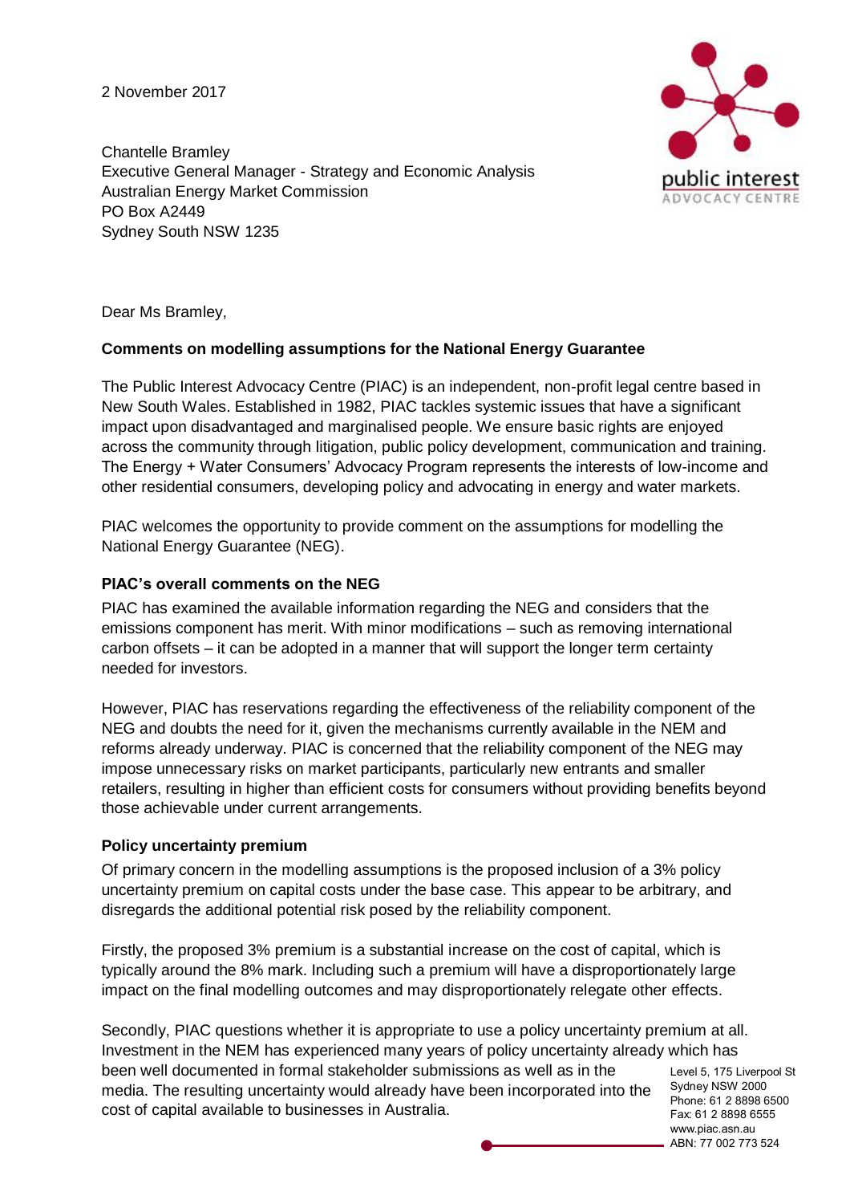2 November 2017

Chantelle Bramley
Executive General Manager - Strategy and Economic Analysis
Australian Energy Market Commission
PO Box A2449
Sydney South NSW 1235

Dear Ms Bramley,

**Comments on modelling assumptions for the National Energy Guarantee**

The Public Interest Advocacy Centre (PIAC) is an independent, non-profit legal centre based in New South Wales. Established in 1982, PIAC tackles systemic issues that have a significant impact upon disadvantaged and marginalised people. We ensure basic rights are enjoyed across the community through litigation, public policy development, communication and training. The Energy + Water Consumers' Advocacy Program represents the interests of low-income and other residential consumers, developing policy and advocating in energy and water markets.

PIAC welcomes the opportunity to provide comment on the assumptions for modelling the National Energy Guarantee (NEG).

**PIAC's overall comments on the NEG**

PIAC has examined the available information regarding the NEG and considers that the emissions component has merit. With minor modifications – such as removing international carbon offsets – it can be adopted in a manner that will support the longer term certainty needed for investors.

However, PIAC has reservations regarding the effectiveness of the reliability component of the NEG and doubts the need for it, given the mechanisms currently available in the NEM and reforms already underway. PIAC is concerned that the reliability component of the NEG may impose unnecessary risks on market participants, particularly new entrants and smaller retailers, resulting in higher than efficient costs for consumers without providing benefits beyond those achievable under current arrangements.

**Policy uncertainty premium**

Of primary concern in the modelling assumptions is the proposed inclusion of a 3% policy uncertainty premium on capital costs under the base case. This appear to be arbitrary, and disregards the additional potential risk posed by the reliability component.

Firstly, the proposed 3% premium is a substantial increase on the cost of capital, which is typically around the 8% mark. Including such a premium will have a disproportionately large impact on the final modelling outcomes and may disproportionately relegate other effects.

Secondly, PIAC questions whether it is appropriate to use a policy uncertainty premium at all. Investment in the NEM has experienced many years of policy uncertainty already which has been well documented in formal stakeholder submissions as well as in the media. The resulting uncertainty would already have been incorporated into the cost of capital available to businesses in Australia.

Level 5, 175 Liverpool St
Sydney NSW 2000
Phone: 61 2 8898 6500
Fax: 61 2 8898 6555
www.piac.asn.au
ABN: 77 002 773 524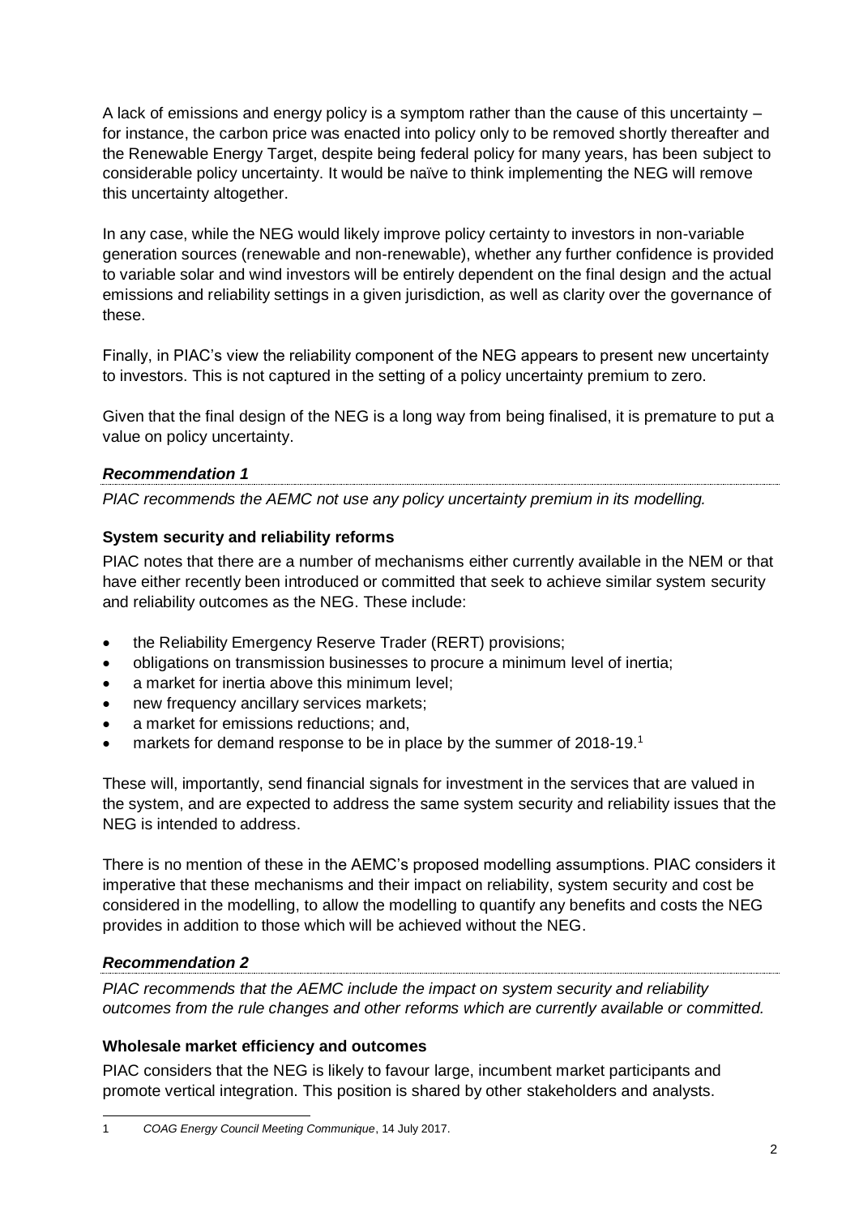A lack of emissions and energy policy is a symptom rather than the cause of this uncertainty – for instance, the carbon price was enacted into policy only to be removed shortly thereafter and the Renewable Energy Target, despite being federal policy for many years, has been subject to considerable policy uncertainty. It would be naïve to think implementing the NEG will remove this uncertainty altogether.

In any case, while the NEG would likely improve policy certainty to investors in non-variable generation sources (renewable and non-renewable), whether any further confidence is provided to variable solar and wind investors will be entirely dependent on the final design and the actual emissions and reliability settings in a given jurisdiction, as well as clarity over the governance of these.

Finally, in PIAC's view the reliability component of the NEG appears to present new uncertainty to investors. This is not captured in the setting of a policy uncertainty premium to zero.

Given that the final design of the NEG is a long way from being finalised, it is premature to put a value on policy uncertainty.

***Recommendation 1***

*PIAC recommends the AEMC not use any policy uncertainty premium in its modelling.*

### System security and reliability reforms

PIAC notes that there are a number of mechanisms either currently available in the NEM or that have either recently been introduced or committed that seek to achieve similar system security and reliability outcomes as the NEG. These include:

- the Reliability Emergency Reserve Trader (RERT) provisions;
- obligations on transmission businesses to procure a minimum level of inertia;
- a market for inertia above this minimum level;
- new frequency ancillary services markets;
- a market for emissions reductions; and,
- markets for demand response to be in place by the summer of 2018-19.[1]

These will, importantly, send financial signals for investment in the services that are valued in the system, and are expected to address the same system security and reliability issues that the NEG is intended to address.

There is no mention of these in the AEMC's proposed modelling assumptions. PIAC considers it imperative that these mechanisms and their impact on reliability, system security and cost be considered in the modelling, to allow the modelling to quantify any benefits and costs the NEG provides in addition to those which will be achieved without the NEG.

***Recommendation 2***

*PIAC recommends that the AEMC include the impact on system security and reliability outcomes from the rule changes and other reforms which are currently available or committed.*

### Wholesale market efficiency and outcomes

PIAC considers that the NEG is likely to favour large, incumbent market participants and promote vertical integration. This position is shared by other stakeholders and analysts.

---

1 *COAG Energy Council Meeting Communique*, 14 July 2017.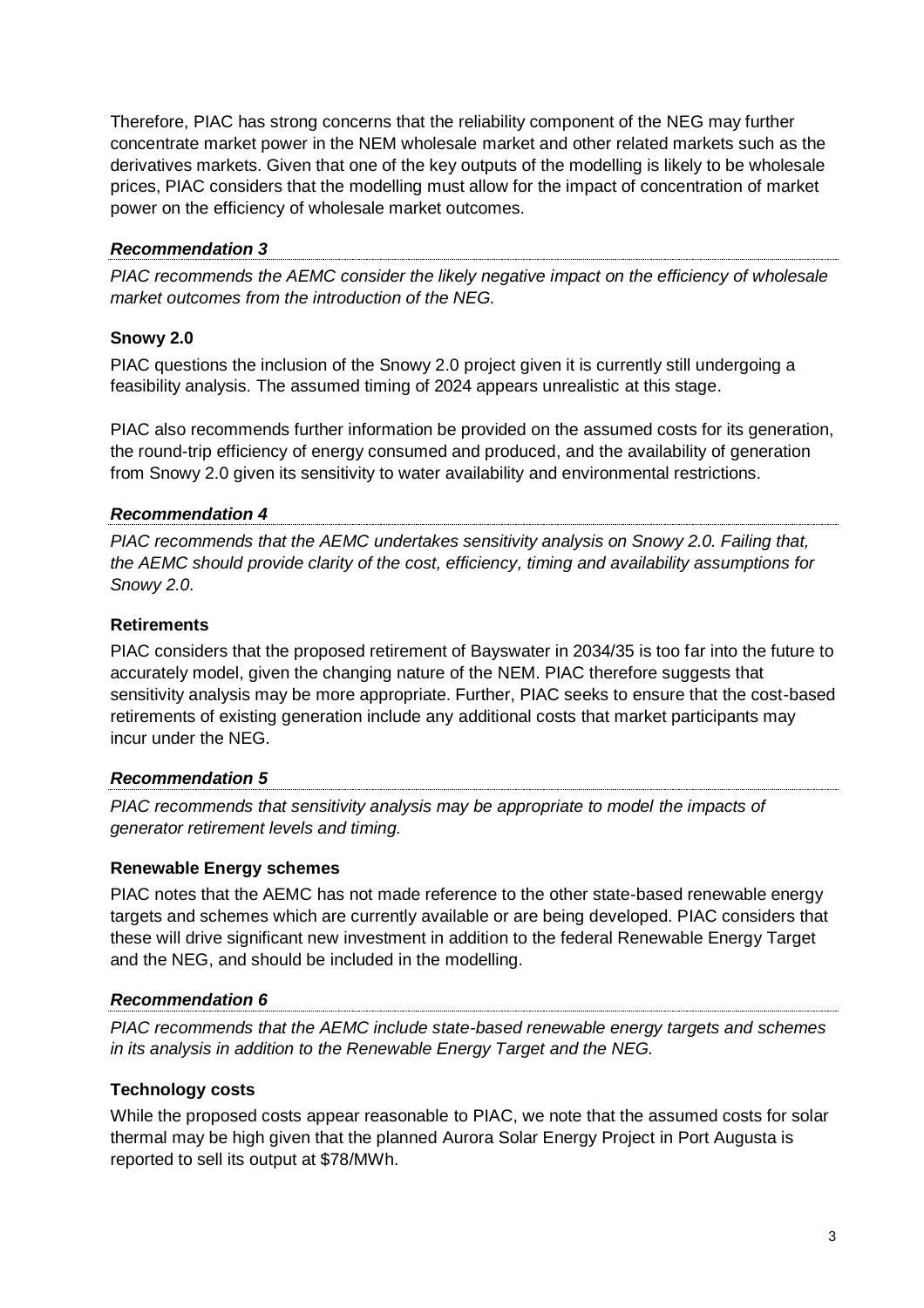Therefore, PIAC has strong concerns that the reliability component of the NEG may further concentrate market power in the NEM wholesale market and other related markets such as the derivatives markets. Given that one of the key outputs of the modelling is likely to be wholesale prices, PIAC considers that the modelling must allow for the impact of concentration of market power on the efficiency of wholesale market outcomes.

***Recommendation 3***

*PIAC recommends the AEMC consider the likely negative impact on the efficiency of wholesale market outcomes from the introduction of the NEG.*

**Snowy 2.0**

PIAC questions the inclusion of the Snowy 2.0 project given it is currently still undergoing a feasibility analysis. The assumed timing of 2024 appears unrealistic at this stage.

PIAC also recommends further information be provided on the assumed costs for its generation, the round-trip efficiency of energy consumed and produced, and the availability of generation from Snowy 2.0 given its sensitivity to water availability and environmental restrictions.

***Recommendation 4***

*PIAC recommends that the AEMC undertakes sensitivity analysis on Snowy 2.0. Failing that, the AEMC should provide clarity of the cost, efficiency, timing and availability assumptions for Snowy 2.0.*

**Retirements**

PIAC considers that the proposed retirement of Bayswater in 2034/35 is too far into the future to accurately model, given the changing nature of the NEM. PIAC therefore suggests that sensitivity analysis may be more appropriate. Further, PIAC seeks to ensure that the cost-based retirements of existing generation include any additional costs that market participants may incur under the NEG.

***Recommendation 5***

*PIAC recommends that sensitivity analysis may be appropriate to model the impacts of generator retirement levels and timing.*

**Renewable Energy schemes**

PIAC notes that the AEMC has not made reference to the other state-based renewable energy targets and schemes which are currently available or are being developed. PIAC considers that these will drive significant new investment in addition to the federal Renewable Energy Target and the NEG, and should be included in the modelling.

***Recommendation 6***

*PIAC recommends that the AEMC include state-based renewable energy targets and schemes in its analysis in addition to the Renewable Energy Target and the NEG.*

**Technology costs**

While the proposed costs appear reasonable to PIAC, we note that the assumed costs for solar thermal may be high given that the planned Aurora Solar Energy Project in Port Augusta is reported to sell its output at $78/MWh.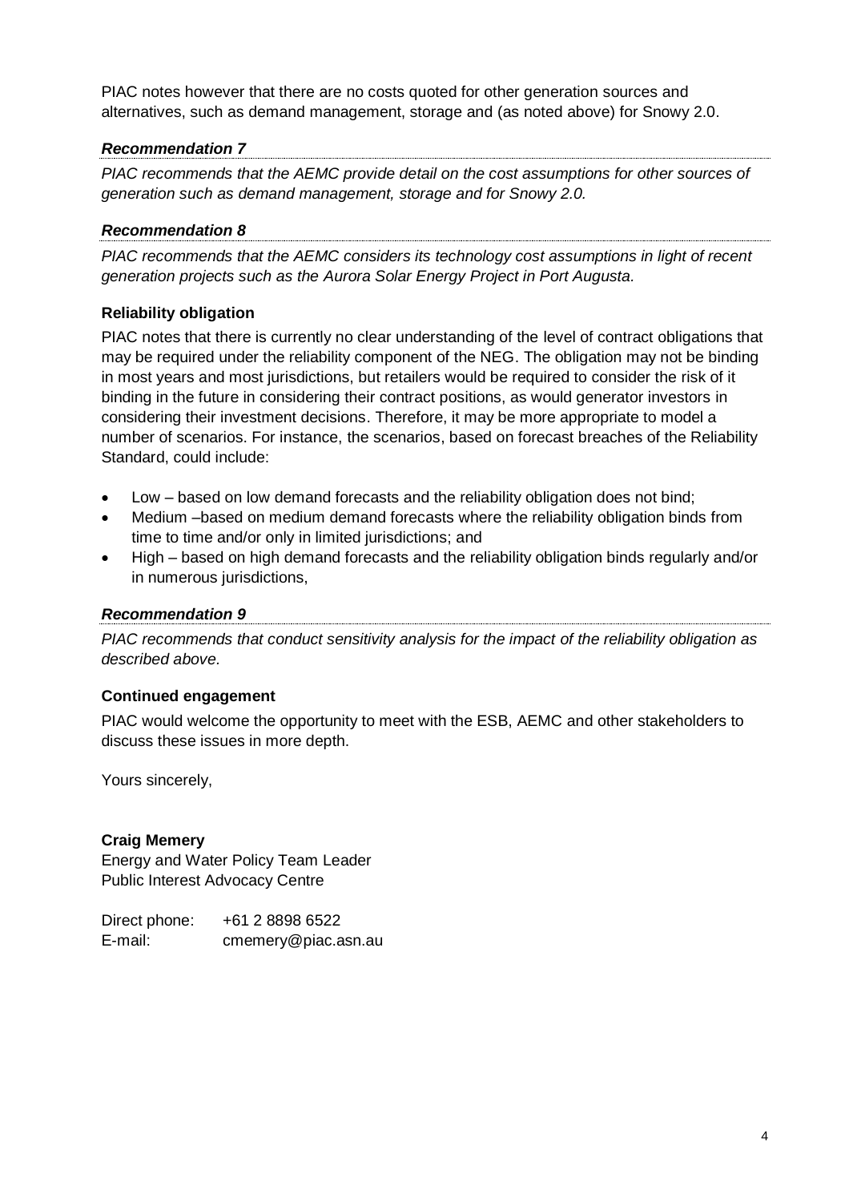PIAC notes however that there are no costs quoted for other generation sources and alternatives, such as demand management, storage and (as noted above) for Snowy 2.0.

### *Recommendation 7*

*PIAC recommends that the AEMC provide detail on the cost assumptions for other sources of generation such as demand management, storage and for Snowy 2.0.*

### *Recommendation 8*

*PIAC recommends that the AEMC considers its technology cost assumptions in light of recent generation projects such as the Aurora Solar Energy Project in Port Augusta.*

### Reliability obligation

PIAC notes that there is currently no clear understanding of the level of contract obligations that may be required under the reliability component of the NEG. The obligation may not be binding in most years and most jurisdictions, but retailers would be required to consider the risk of it binding in the future in considering their contract positions, as would generator investors in considering their investment decisions. Therefore, it may be more appropriate to model a number of scenarios. For instance, the scenarios, based on forecast breaches of the Reliability Standard, could include:

- Low – based on low demand forecasts and the reliability obligation does not bind;
- Medium –based on medium demand forecasts where the reliability obligation binds from time to time and/or only in limited jurisdictions; and
- High – based on high demand forecasts and the reliability obligation binds regularly and/or in numerous jurisdictions,

### *Recommendation 9*

*PIAC recommends that conduct sensitivity analysis for the impact of the reliability obligation as described above.*

### Continued engagement

PIAC would welcome the opportunity to meet with the ESB, AEMC and other stakeholders to discuss these issues in more depth.

Yours sincerely,

**Craig Memery**
Energy and Water Policy Team Leader
Public Interest Advocacy Centre

Direct phone: +61 2 8898 6522
E-mail: cmemery@piac.asn.au